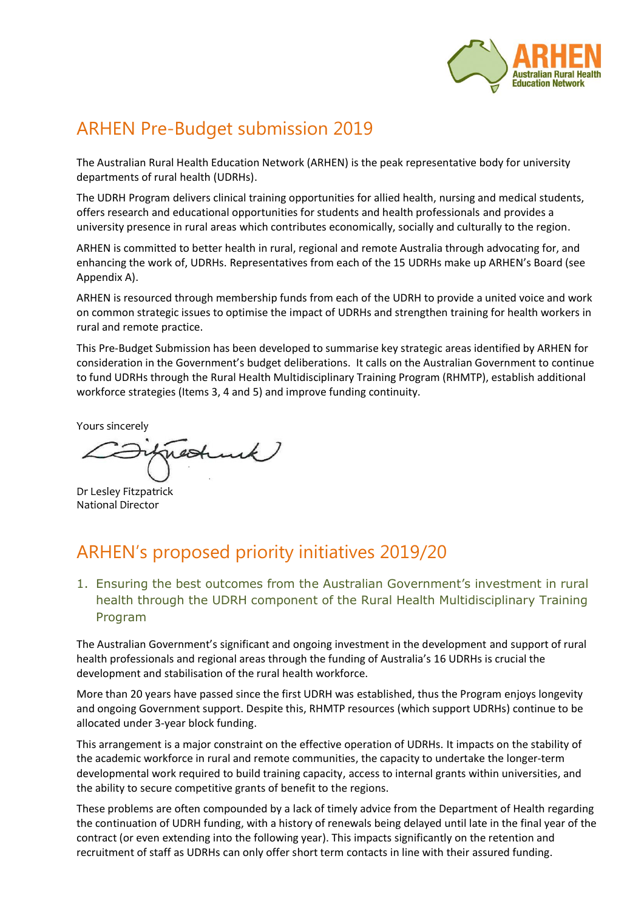# ARHEN Pre-Budget submission 2019

The Australian Rural Health Education Network (ARHEN) is the peak representative body for university departments of rural health (UDRHs).

The UDRH Program delivers clinical training opportunities for allied health, nursing and medical students, offers research and educational opportunities for students and health professionals and provides a university presence in rural areas which contributes economically, socially and culturally to the region.

ARHEN is committed to better health in rural, regional and remote Australia through advocating for, and enhancing the work of, UDRHs. Representatives from each of the 15 UDRHs make up ARHEN's Board (see Appendix A).

ARHEN is resourced through membership funds from each of the UDRH to provide a united voice and work on common strategic issues to optimise the impact of UDRHs and strengthen training for health workers in rural and remote practice.

This Pre-Budget Submission has been developed to summarise key strategic areas identified by ARHEN for consideration in the Government's budget deliberations. It calls on the Australian Government to continue to fund UDRHs through the Rural Health Multidisciplinary Training Program (RHMTP), establish additional workforce strategies (Items 3, 4 and 5) and improve funding continuity.

Yours sincerely

Dr Lesley Fitzpatrick
National Director

# ARHEN's proposed priority initiatives 2019/20

## 1. Ensuring the best outcomes from the Australian Government's investment in rural health through the UDRH component of the Rural Health Multidisciplinary Training Program

The Australian Government's significant and ongoing investment in the development and support of rural health professionals and regional areas through the funding of Australia's 16 UDRHs is crucial the development and stabilisation of the rural health workforce.

More than 20 years have passed since the first UDRH was established, thus the Program enjoys longevity and ongoing Government support. Despite this, RHMTP resources (which support UDRHs) continue to be allocated under 3-year block funding.

This arrangement is a major constraint on the effective operation of UDRHs. It impacts on the stability of the academic workforce in rural and remote communities, the capacity to undertake the longer-term developmental work required to build training capacity, access to internal grants within universities, and the ability to secure competitive grants of benefit to the regions.

These problems are often compounded by a lack of timely advice from the Department of Health regarding the continuation of UDRH funding, with a history of renewals being delayed until late in the final year of the contract (or even extending into the following year). This impacts significantly on the retention and recruitment of staff as UDRHs can only offer short term contacts in line with their assured funding.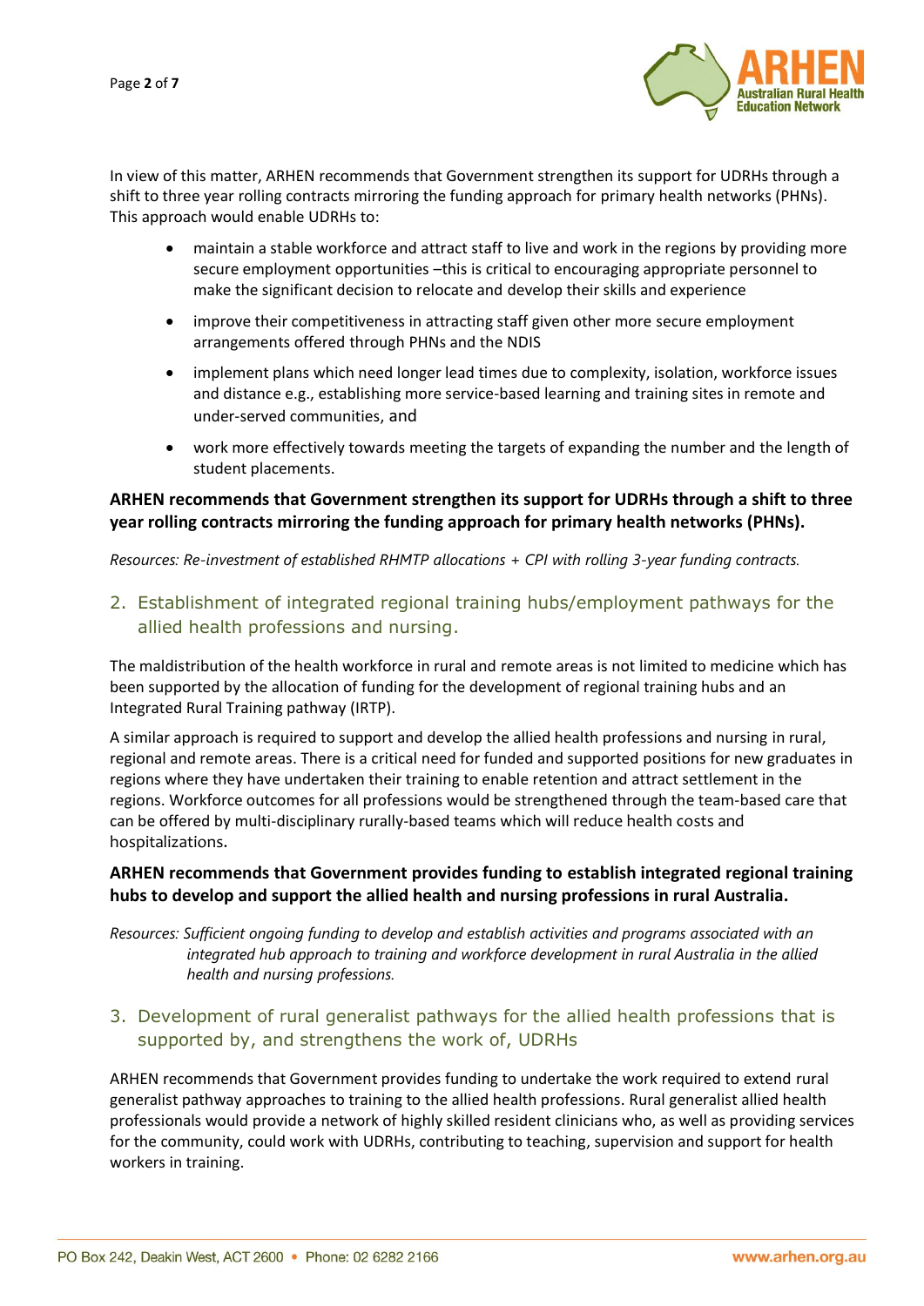In view of this matter, ARHEN recommends that Government strengthen its support for UDRHs through a shift to three year rolling contracts mirroring the funding approach for primary health networks (PHNs). This approach would enable UDRHs to:

- maintain a stable workforce and attract staff to live and work in the regions by providing more secure employment opportunities –this is critical to encouraging appropriate personnel to make the significant decision to relocate and develop their skills and experience
- improve their competitiveness in attracting staff given other more secure employment arrangements offered through PHNs and the NDIS
- implement plans which need longer lead times due to complexity, isolation, workforce issues and distance e.g., establishing more service-based learning and training sites in remote and under-served communities, and
- work more effectively towards meeting the targets of expanding the number and the length of student placements.

**ARHEN recommends that Government strengthen its support for UDRHs through a shift to three year rolling contracts mirroring the funding approach for primary health networks (PHNs).**

*Resources: Re-investment of established RHMTP allocations + CPI with rolling 3-year funding contracts.*

## 2. Establishment of integrated regional training hubs/employment pathways for the allied health professions and nursing.

The maldistribution of the health workforce in rural and remote areas is not limited to medicine which has been supported by the allocation of funding for the development of regional training hubs and an Integrated Rural Training pathway (IRTP).

A similar approach is required to support and develop the allied health professions and nursing in rural, regional and remote areas. There is a critical need for funded and supported positions for new graduates in regions where they have undertaken their training to enable retention and attract settlement in the regions. Workforce outcomes for all professions would be strengthened through the team-based care that can be offered by multi-disciplinary rurally-based teams which will reduce health costs and hospitalizations.

**ARHEN recommends that Government provides funding to establish integrated regional training hubs to develop and support the allied health and nursing professions in rural Australia.**

*Resources: Sufficient ongoing funding to develop and establish activities and programs associated with an integrated hub approach to training and workforce development in rural Australia in the allied health and nursing professions.*

## 3. Development of rural generalist pathways for the allied health professions that is supported by, and strengthens the work of, UDRHs

ARHEN recommends that Government provides funding to undertake the work required to extend rural generalist pathway approaches to training to the allied health professions. Rural generalist allied health professionals would provide a network of highly skilled resident clinicians who, as well as providing services for the community, could work with UDRHs, contributing to teaching, supervision and support for health workers in training.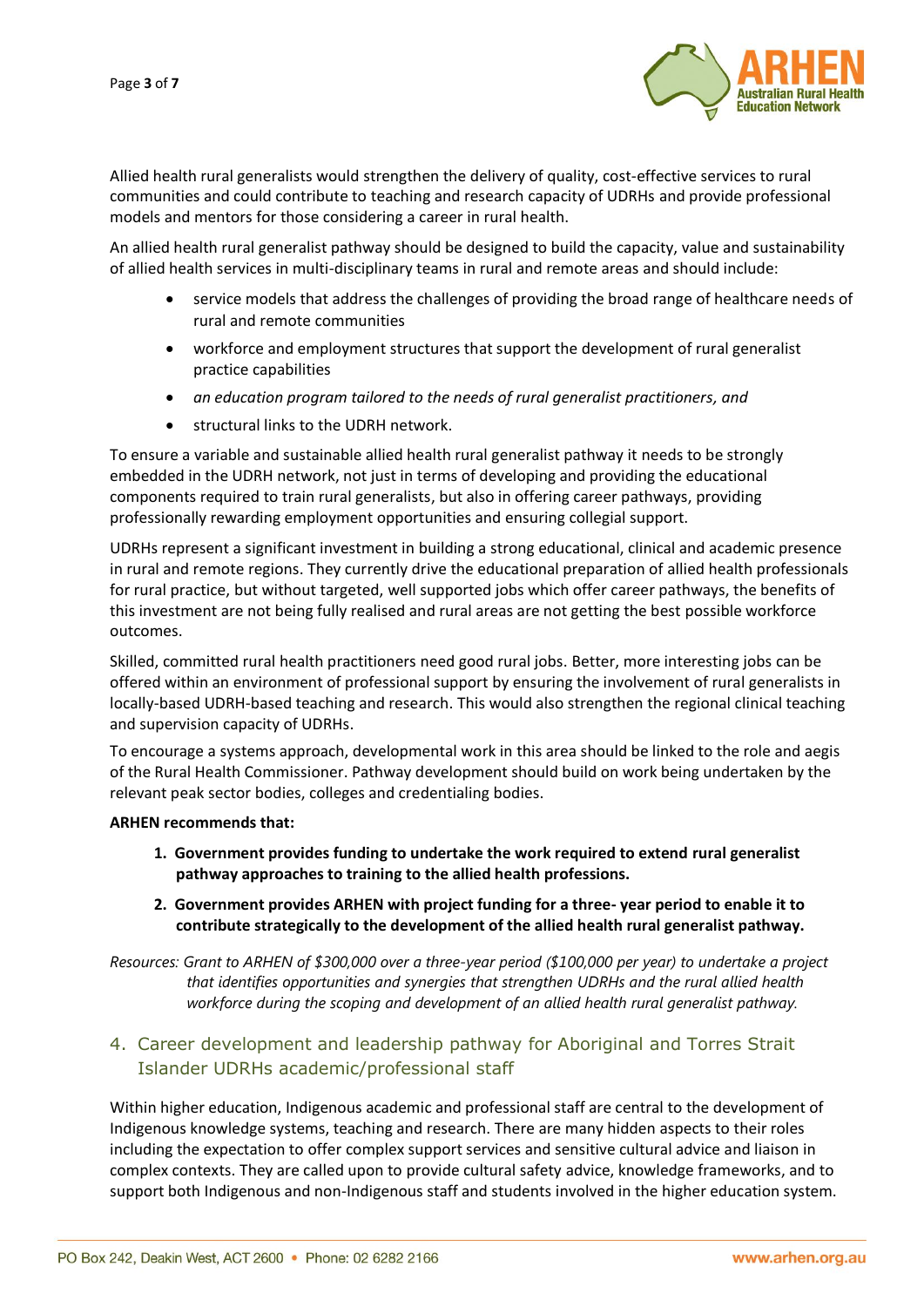Allied health rural generalists would strengthen the delivery of quality, cost-effective services to rural communities and could contribute to teaching and research capacity of UDRHs and provide professional models and mentors for those considering a career in rural health.

An allied health rural generalist pathway should be designed to build the capacity, value and sustainability of allied health services in multi-disciplinary teams in rural and remote areas and should include:

- service models that address the challenges of providing the broad range of healthcare needs of rural and remote communities
- workforce and employment structures that support the development of rural generalist practice capabilities
- *an education program tailored to the needs of rural generalist practitioners, and*
- structural links to the UDRH network.

To ensure a variable and sustainable allied health rural generalist pathway it needs to be strongly embedded in the UDRH network, not just in terms of developing and providing the educational components required to train rural generalists, but also in offering career pathways, providing professionally rewarding employment opportunities and ensuring collegial support.

UDRHs represent a significant investment in building a strong educational, clinical and academic presence in rural and remote regions. They currently drive the educational preparation of allied health professionals for rural practice, but without targeted, well supported jobs which offer career pathways, the benefits of this investment are not being fully realised and rural areas are not getting the best possible workforce outcomes.

Skilled, committed rural health practitioners need good rural jobs. Better, more interesting jobs can be offered within an environment of professional support by ensuring the involvement of rural generalists in locally-based UDRH-based teaching and research. This would also strengthen the regional clinical teaching and supervision capacity of UDRHs.

To encourage a systems approach, developmental work in this area should be linked to the role and aegis of the Rural Health Commissioner. Pathway development should build on work being undertaken by the relevant peak sector bodies, colleges and credentialing bodies.

**ARHEN recommends that:**

1. **Government provides funding to undertake the work required to extend rural generalist pathway approaches to training to the allied health professions.**
2. **Government provides ARHEN with project funding for a three- year period to enable it to contribute strategically to the development of the allied health rural generalist pathway.**

*Resources: Grant to ARHEN of $300,000 over a three-year period ($100,000 per year) to undertake a project that identifies opportunities and synergies that strengthen UDRHs and the rural allied health workforce during the scoping and development of an allied health rural generalist pathway.*

## 4. Career development and leadership pathway for Aboriginal and Torres Strait Islander UDRHs academic/professional staff

Within higher education, Indigenous academic and professional staff are central to the development of Indigenous knowledge systems, teaching and research. There are many hidden aspects to their roles including the expectation to offer complex support services and sensitive cultural advice and liaison in complex contexts. They are called upon to provide cultural safety advice, knowledge frameworks, and to support both Indigenous and non-Indigenous staff and students involved in the higher education system.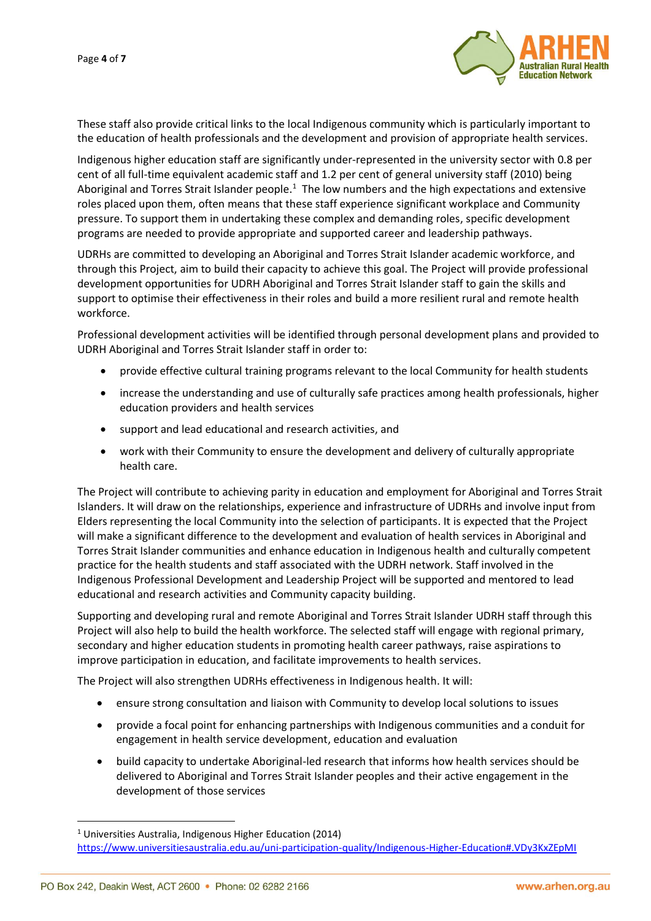These staff also provide critical links to the local Indigenous community which is particularly important to the education of health professionals and the development and provision of appropriate health services.

Indigenous higher education staff are significantly under-represented in the university sector with 0.8 per cent of all full-time equivalent academic staff and 1.2 per cent of general university staff (2010) being Aboriginal and Torres Strait Islander people.[1] The low numbers and the high expectations and extensive roles placed upon them, often means that these staff experience significant workplace and Community pressure. To support them in undertaking these complex and demanding roles, specific development programs are needed to provide appropriate and supported career and leadership pathways.

UDRHs are committed to developing an Aboriginal and Torres Strait Islander academic workforce, and through this Project, aim to build their capacity to achieve this goal. The Project will provide professional development opportunities for UDRH Aboriginal and Torres Strait Islander staff to gain the skills and support to optimise their effectiveness in their roles and build a more resilient rural and remote health workforce.

Professional development activities will be identified through personal development plans and provided to UDRH Aboriginal and Torres Strait Islander staff in order to:

- provide effective cultural training programs relevant to the local Community for health students
- increase the understanding and use of culturally safe practices among health professionals, higher education providers and health services
- support and lead educational and research activities, and
- work with their Community to ensure the development and delivery of culturally appropriate health care.

The Project will contribute to achieving parity in education and employment for Aboriginal and Torres Strait Islanders. It will draw on the relationships, experience and infrastructure of UDRHs and involve input from Elders representing the local Community into the selection of participants. It is expected that the Project will make a significant difference to the development and evaluation of health services in Aboriginal and Torres Strait Islander communities and enhance education in Indigenous health and culturally competent practice for the health students and staff associated with the UDRH network. Staff involved in the Indigenous Professional Development and Leadership Project will be supported and mentored to lead educational and research activities and Community capacity building.

Supporting and developing rural and remote Aboriginal and Torres Strait Islander UDRH staff through this Project will also help to build the health workforce. The selected staff will engage with regional primary, secondary and higher education students in promoting health career pathways, raise aspirations to improve participation in education, and facilitate improvements to health services.

The Project will also strengthen UDRHs effectiveness in Indigenous health. It will:

- ensure strong consultation and liaison with Community to develop local solutions to issues
- provide a focal point for enhancing partnerships with Indigenous communities and a conduit for engagement in health service development, education and evaluation
- build capacity to undertake Aboriginal-led research that informs how health services should be delivered to Aboriginal and Torres Strait Islander peoples and their active engagement in the development of those services

---

[1] Universities Australia, Indigenous Higher Education (2014) https://www.universitiesaustralia.edu.au/uni-participation-quality/Indigenous-Higher-Education#.VDy3KxZEpMI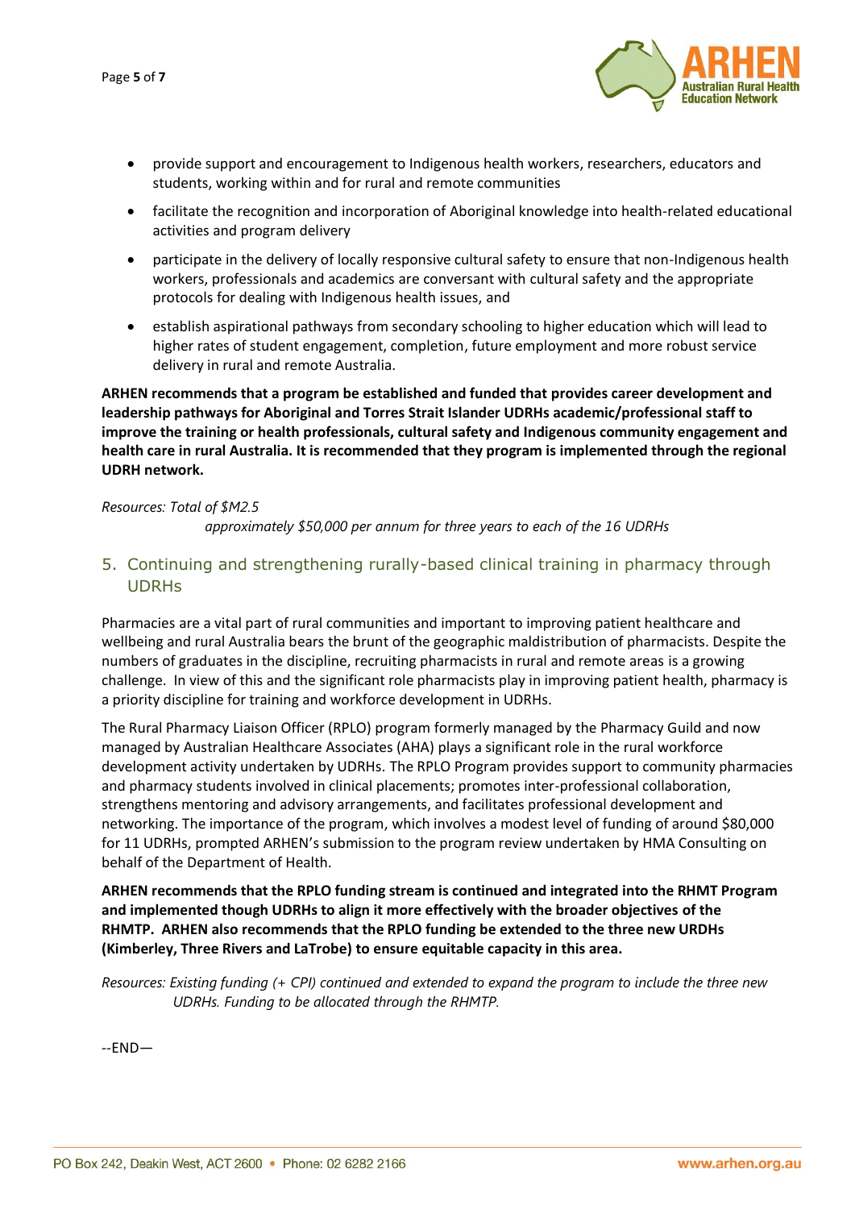- provide support and encouragement to Indigenous health workers, researchers, educators and students, working within and for rural and remote communities
- facilitate the recognition and incorporation of Aboriginal knowledge into health-related educational activities and program delivery
- participate in the delivery of locally responsive cultural safety to ensure that non-Indigenous health workers, professionals and academics are conversant with cultural safety and the appropriate protocols for dealing with Indigenous health issues, and
- establish aspirational pathways from secondary schooling to higher education which will lead to higher rates of student engagement, completion, future employment and more robust service delivery in rural and remote Australia.

**ARHEN recommends that a program be established and funded that provides career development and leadership pathways for Aboriginal and Torres Strait Islander UDRHs academic/professional staff to improve the training or health professionals, cultural safety and Indigenous community engagement and health care in rural Australia. It is recommended that they program is implemented through the regional UDRH network.**

*Resources: Total of $M2.5*
*approximately $50,000 per annum for three years to each of the 16 UDRHs*

## 5. Continuing and strengthening rurally-based clinical training in pharmacy through UDRHs

Pharmacies are a vital part of rural communities and important to improving patient healthcare and wellbeing and rural Australia bears the brunt of the geographic maldistribution of pharmacists. Despite the numbers of graduates in the discipline, recruiting pharmacists in rural and remote areas is a growing challenge. In view of this and the significant role pharmacists play in improving patient health, pharmacy is a priority discipline for training and workforce development in UDRHs.

The Rural Pharmacy Liaison Officer (RPLO) program formerly managed by the Pharmacy Guild and now managed by Australian Healthcare Associates (AHA) plays a significant role in the rural workforce development activity undertaken by UDRHs. The RPLO Program provides support to community pharmacies and pharmacy students involved in clinical placements; promotes inter-professional collaboration, strengthens mentoring and advisory arrangements, and facilitates professional development and networking. The importance of the program, which involves a modest level of funding of around $80,000 for 11 UDRHs, prompted ARHEN's submission to the program review undertaken by HMA Consulting on behalf of the Department of Health.

**ARHEN recommends that the RPLO funding stream is continued and integrated into the RHMT Program and implemented though UDRHs to align it more effectively with the broader objectives of the RHMTP. ARHEN also recommends that the RPLO funding be extended to the three new URDHs (Kimberley, Three Rivers and LaTrobe) to ensure equitable capacity in this area.**

*Resources: Existing funding (+ CPI) continued and extended to expand the program to include the three new UDRHs. Funding to be allocated through the RHMTP.*

--END—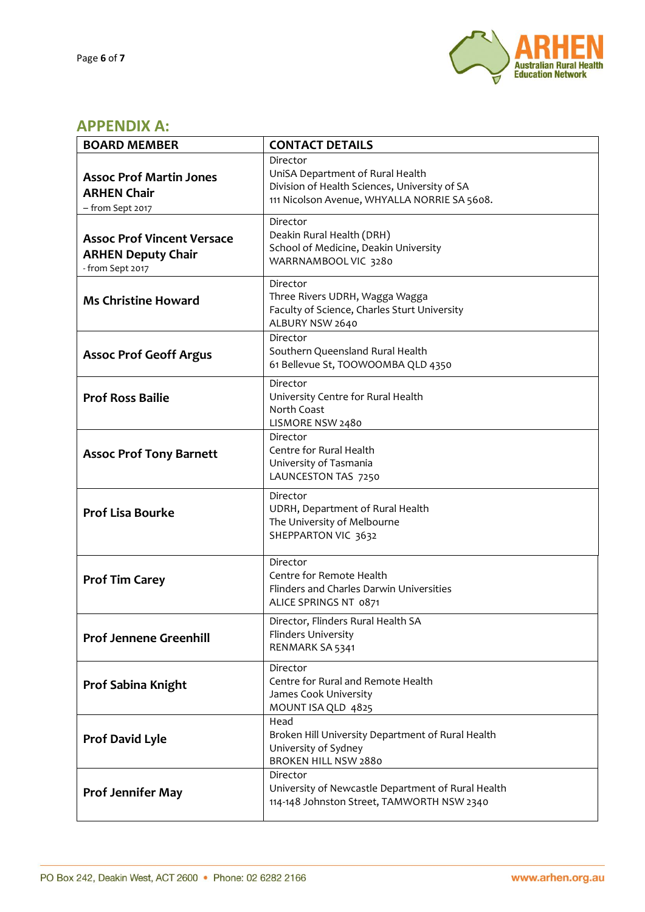## APPENDIX A:

| BOARD MEMBER | CONTACT DETAILS |
|---|---|
| **Assoc Prof Martin Jones**<br>**ARHEN Chair**<br>– from Sept 2017 | Director<br>UniSA Department of Rural Health<br>Division of Health Sciences, University of SA<br>111 Nicolson Avenue, WHYALLA NORRIE SA 5608. |
| **Assoc Prof Vincent Versace**<br>**ARHEN Deputy Chair**<br>- from Sept 2017 | Director<br>Deakin Rural Health (DRH)<br>School of Medicine, Deakin University<br>WARRNAMBOOL VIC 3280 |
| **Ms Christine Howard** | Director<br>Three Rivers UDRH, Wagga Wagga<br>Faculty of Science, Charles Sturt University<br>ALBURY NSW 2640 |
| **Assoc Prof Geoff Argus** | Director<br>Southern Queensland Rural Health<br>61 Bellevue St, TOOWOOMBA QLD 4350 |
| **Prof Ross Bailie** | Director<br>University Centre for Rural Health<br>North Coast<br>LISMORE NSW 2480 |
| **Assoc Prof Tony Barnett** | Director<br>Centre for Rural Health<br>University of Tasmania<br>LAUNCESTON TAS 7250 |
| **Prof Lisa Bourke** | Director<br>UDRH, Department of Rural Health<br>The University of Melbourne<br>SHEPPARTON VIC 3632 |
| **Prof Tim Carey** | Director<br>Centre for Remote Health<br>Flinders and Charles Darwin Universities<br>ALICE SPRINGS NT 0871 |
| **Prof Jennene Greenhill** | Director, Flinders Rural Health SA<br>Flinders University<br>RENMARK SA 5341 |
| **Prof Sabina Knight** | Director<br>Centre for Rural and Remote Health<br>James Cook University<br>MOUNT ISA QLD 4825 |
| **Prof David Lyle** | Head<br>Broken Hill University Department of Rural Health<br>University of Sydney<br>BROKEN HILL NSW 2880 |
| **Prof Jennifer May** | Director<br>University of Newcastle Department of Rural Health<br>114-148 Johnston Street, TAMWORTH NSW 2340 |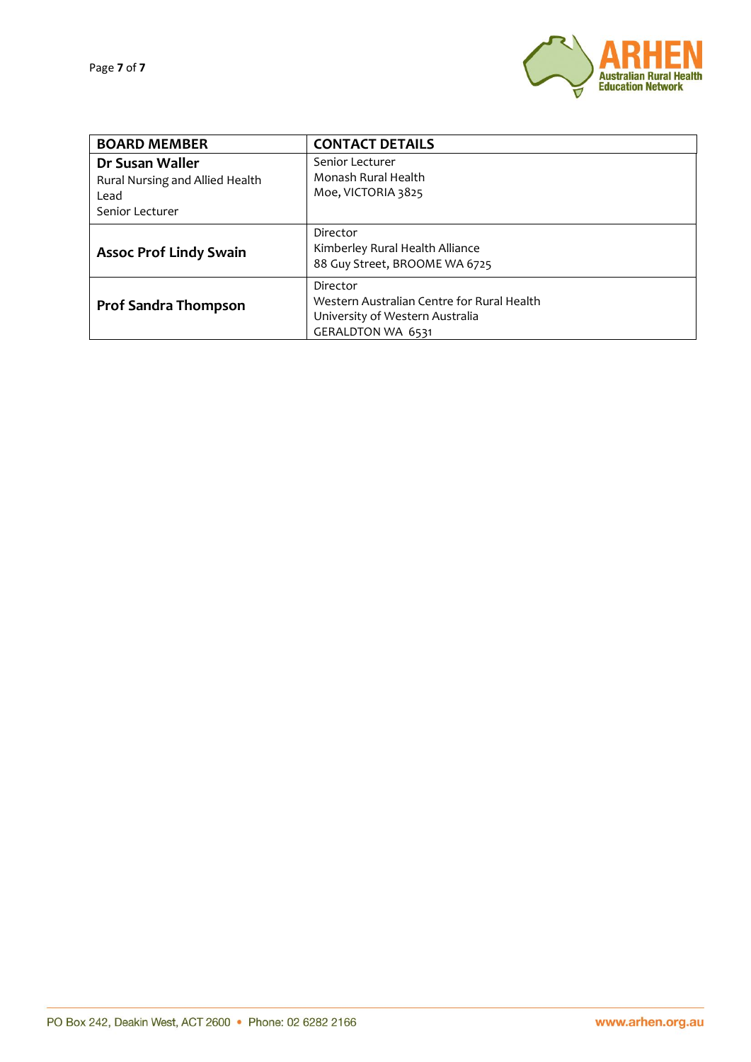| BOARD MEMBER | CONTACT DETAILS |
|---|---|
| **Dr Susan Waller**<br>Rural Nursing and Allied Health Lead<br>Senior Lecturer | Senior Lecturer<br>Monash Rural Health<br>Moe, VICTORIA 3825 |
| **Assoc Prof Lindy Swain** | Director<br>Kimberley Rural Health Alliance<br>88 Guy Street, BROOME WA 6725 |
| **Prof Sandra Thompson** | Director<br>Western Australian Centre for Rural Health<br>University of Western Australia<br>GERALDTON WA 6531 |